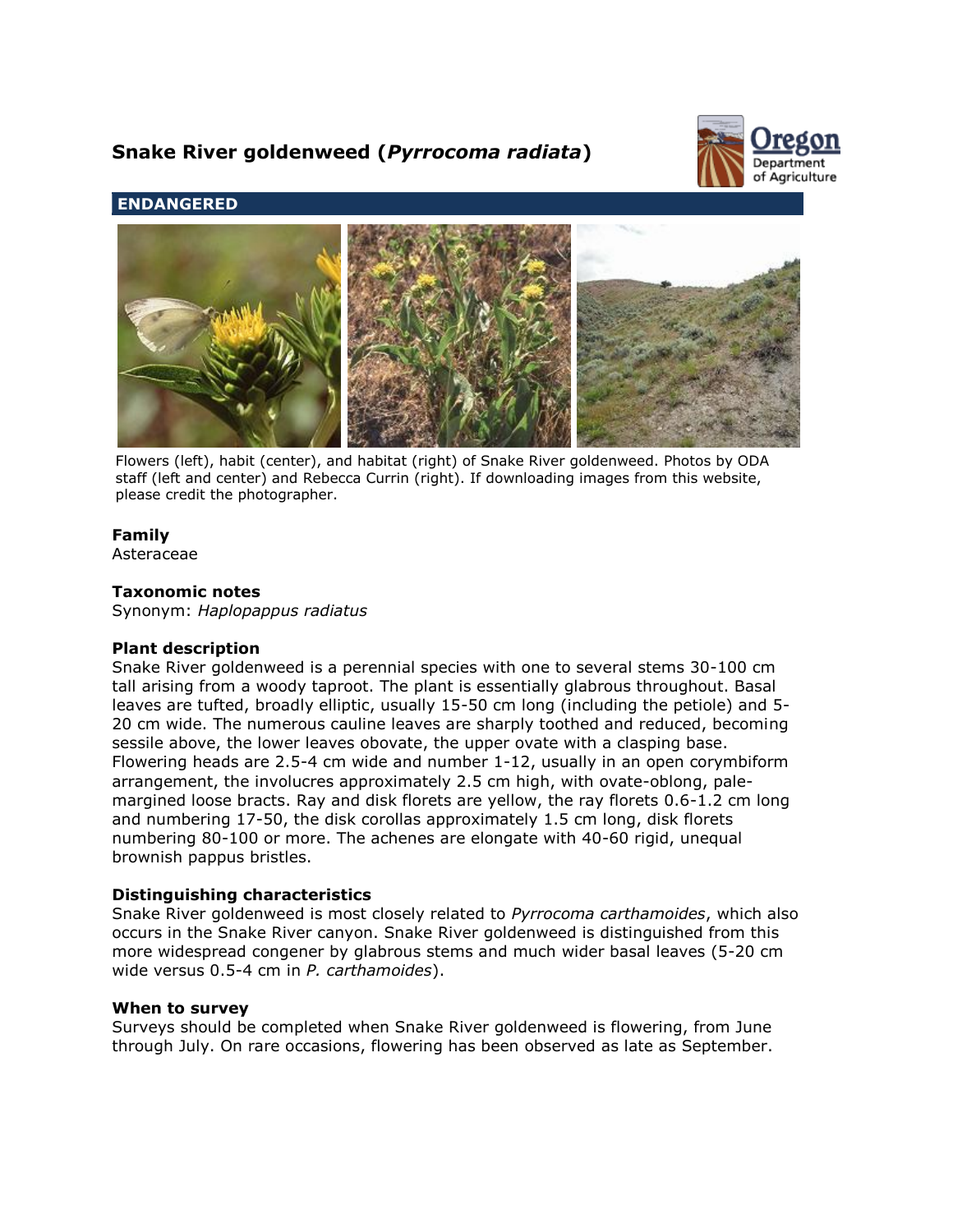# Snake River goldenweed (*Pyrrocoma radiata*)

**ENDANGERED**

Flowers (left), habit (center), and habitat (right) of Snake River goldenweed. Photos by ODA staff (left and center) and Rebecca Currin (right). If downloading images from this website, please credit the photographer.

### Family
Asteraceae

### Taxonomic notes
Synonym: *Haplopappus radiatus*

### Plant description
Snake River goldenweed is a perennial species with one to several stems 30-100 cm tall arising from a woody taproot. The plant is essentially glabrous throughout. Basal leaves are tufted, broadly elliptic, usually 15-50 cm long (including the petiole) and 5-20 cm wide. The numerous cauline leaves are sharply toothed and reduced, becoming sessile above, the lower leaves obovate, the upper ovate with a clasping base. Flowering heads are 2.5-4 cm wide and number 1-12, usually in an open corymbiform arrangement, the involucres approximately 2.5 cm high, with ovate-oblong, pale-margined loose bracts. Ray and disk florets are yellow, the ray florets 0.6-1.2 cm long and numbering 17-50, the disk corollas approximately 1.5 cm long, disk florets numbering 80-100 or more. The achenes are elongate with 40-60 rigid, unequal brownish pappus bristles.

### Distinguishing characteristics
Snake River goldenweed is most closely related to *Pyrrocoma carthamoides*, which also occurs in the Snake River canyon. Snake River goldenweed is distinguished from this more widespread congener by glabrous stems and much wider basal leaves (5-20 cm wide versus 0.5-4 cm in *P. carthamoides*).

### When to survey
Surveys should be completed when Snake River goldenweed is flowering, from June through July. On rare occasions, flowering has been observed as late as September.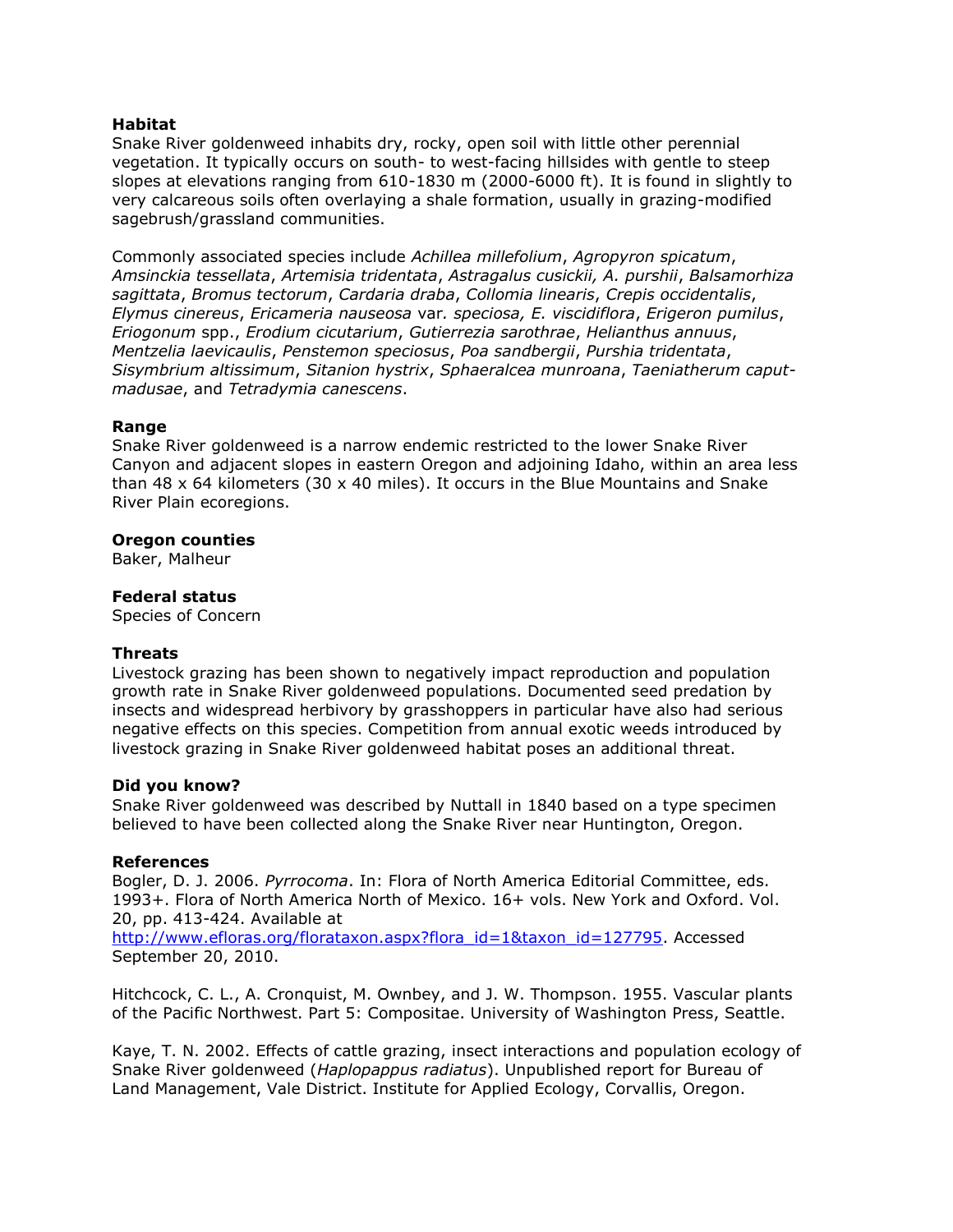**Habitat**
Snake River goldenweed inhabits dry, rocky, open soil with little other perennial vegetation. It typically occurs on south- to west-facing hillsides with gentle to steep slopes at elevations ranging from 610-1830 m (2000-6000 ft). It is found in slightly to very calcareous soils often overlaying a shale formation, usually in grazing-modified sagebrush/grassland communities.

Commonly associated species include *Achillea millefolium*, *Agropyron spicatum*, *Amsinckia tessellata*, *Artemisia tridentata*, *Astragalus cusickii, A. purshii*, *Balsamorhiza sagittata*, *Bromus tectorum*, *Cardaria draba*, *Collomia linearis*, *Crepis occidentalis*, *Elymus cinereus*, *Ericameria nauseosa* var*. speciosa, E. viscidiflora*, *Erigeron pumilus*, *Eriogonum* spp., *Erodium cicutarium*, *Gutierrezia sarothrae*, *Helianthus annuus*, *Mentzelia laevicaulis*, *Penstemon speciosus*, *Poa sandbergii*, *Purshia tridentata*, *Sisymbrium altissimum*, *Sitanion hystrix*, *Sphaeralcea munroana*, *Taeniatherum caput-madusae*, and *Tetradymia canescens*.

**Range**
Snake River goldenweed is a narrow endemic restricted to the lower Snake River Canyon and adjacent slopes in eastern Oregon and adjoining Idaho, within an area less than 48 x 64 kilometers (30 x 40 miles). It occurs in the Blue Mountains and Snake River Plain ecoregions.

**Oregon counties**
Baker, Malheur

**Federal status**
Species of Concern

**Threats**
Livestock grazing has been shown to negatively impact reproduction and population growth rate in Snake River goldenweed populations. Documented seed predation by insects and widespread herbivory by grasshoppers in particular have also had serious negative effects on this species. Competition from annual exotic weeds introduced by livestock grazing in Snake River goldenweed habitat poses an additional threat.

**Did you know?**
Snake River goldenweed was described by Nuttall in 1840 based on a type specimen believed to have been collected along the Snake River near Huntington, Oregon.

**References**
Bogler, D. J. 2006. *Pyrrocoma*. In: Flora of North America Editorial Committee, eds. 1993+. Flora of North America North of Mexico. 16+ vols. New York and Oxford. Vol. 20, pp. 413-424. Available at [http://www.efloras.org/florataxon.aspx?flora_id=1&taxon_id=127795](http://www.efloras.org/florataxon.aspx?flora_id=1&taxon_id=127795). Accessed September 20, 2010.

Hitchcock, C. L., A. Cronquist, M. Ownbey, and J. W. Thompson. 1955. Vascular plants of the Pacific Northwest. Part 5: Compositae. University of Washington Press, Seattle.

Kaye, T. N. 2002. Effects of cattle grazing, insect interactions and population ecology of Snake River goldenweed (*Haplopappus radiatus*). Unpublished report for Bureau of Land Management, Vale District. Institute for Applied Ecology, Corvallis, Oregon.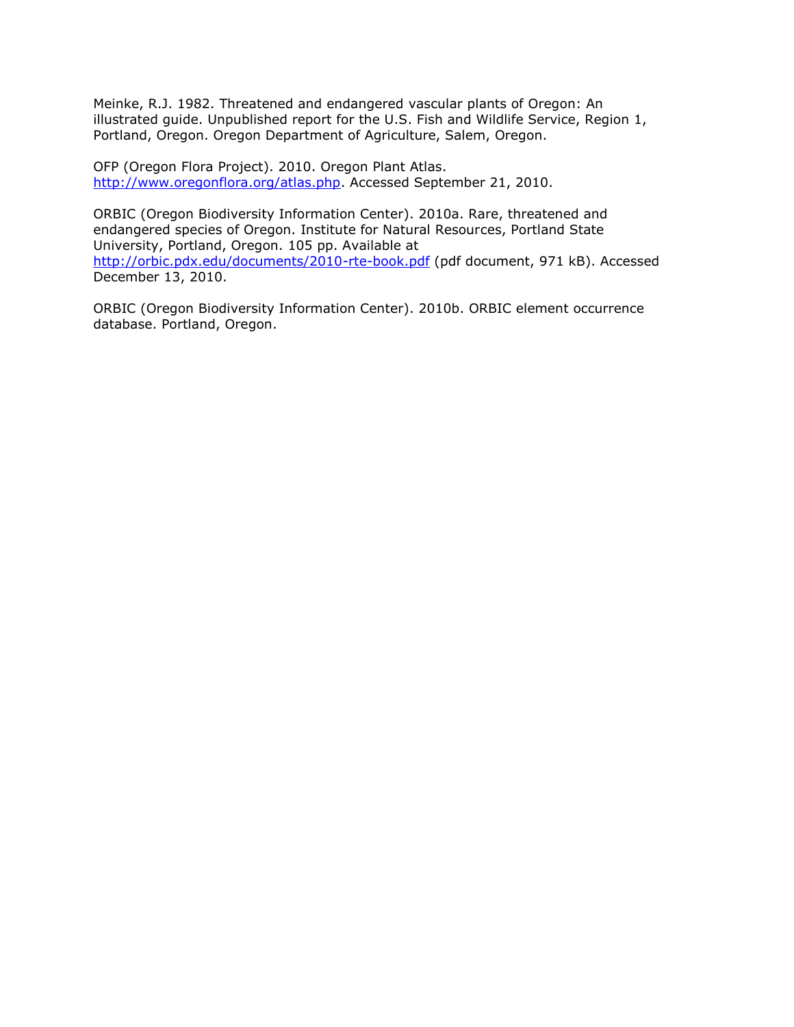Meinke, R.J. 1982. Threatened and endangered vascular plants of Oregon: An illustrated guide. Unpublished report for the U.S. Fish and Wildlife Service, Region 1, Portland, Oregon. Oregon Department of Agriculture, Salem, Oregon.

OFP (Oregon Flora Project). 2010. Oregon Plant Atlas. http://www.oregonflora.org/atlas.php. Accessed September 21, 2010.

ORBIC (Oregon Biodiversity Information Center). 2010a. Rare, threatened and endangered species of Oregon. Institute for Natural Resources, Portland State University, Portland, Oregon. 105 pp. Available at http://orbic.pdx.edu/documents/2010-rte-book.pdf (pdf document, 971 kB). Accessed December 13, 2010.

ORBIC (Oregon Biodiversity Information Center). 2010b. ORBIC element occurrence database. Portland, Oregon.